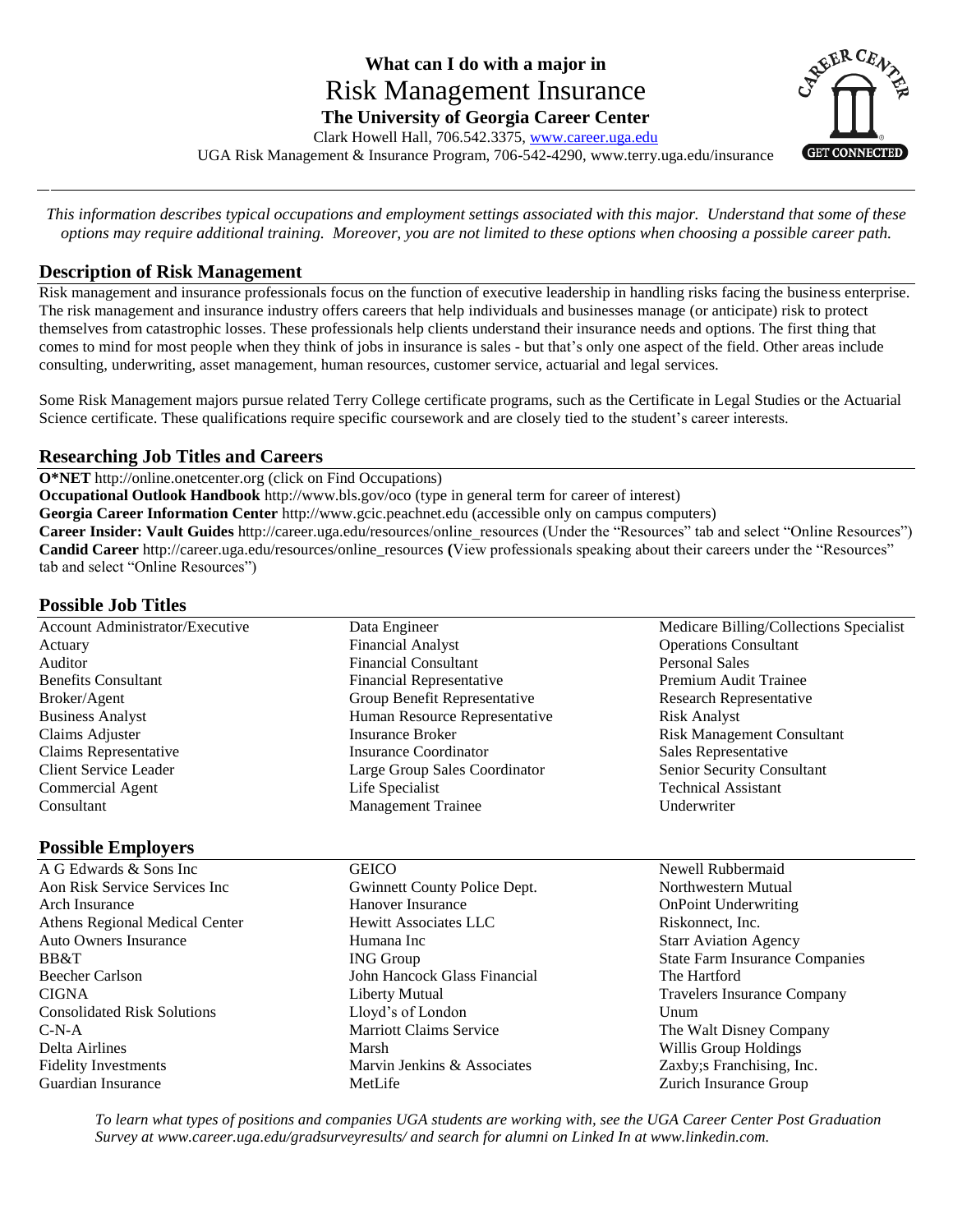# What can I do with a major in

# Risk Management Insurance

**The University of Georgia Career Center**

Clark Howell Hall, 706.542.3375, www.career.uga.edu

UGA Risk Management & Insurance Program, 706-542-4290, www.terry.uga.edu/insurance

---

*This information describes typical occupations and employment settings associated with this major. Understand that some of these options may require additional training. Moreover, you are not limited to these options when choosing a possible career path.*

## Description of Risk Management

Risk management and insurance professionals focus on the function of executive leadership in handling risks facing the business enterprise. The risk management and insurance industry offers careers that help individuals and businesses manage (or anticipate) risk to protect themselves from catastrophic losses. These professionals help clients understand their insurance needs and options. The first thing that comes to mind for most people when they think of jobs in insurance is sales - but that's only one aspect of the field. Other areas include consulting, underwriting, asset management, human resources, customer service, actuarial and legal services.

Some Risk Management majors pursue related Terry College certificate programs, such as the Certificate in Legal Studies or the Actuarial Science certificate. These qualifications require specific coursework and are closely tied to the student's career interests.

## Researching Job Titles and Careers

**O*NET** http://online.onetcenter.org (click on Find Occupations)
**Occupational Outlook Handbook** http://www.bls.gov/oco (type in general term for career of interest)
**Georgia Career Information Center** http://www.gcic.peachnet.edu (accessible only on campus computers)
**Career Insider: Vault Guides** http://career.uga.edu/resources/online_resources (Under the "Resources" tab and select "Online Resources")
**Candid Career** http://career.uga.edu/resources/online_resources **(**View professionals speaking about their careers under the "Resources" tab and select "Online Resources")

## Possible Job Titles

- Account Administrator/Executive
- Actuary
- Auditor
- Benefits Consultant
- Broker/Agent
- Business Analyst
- Claims Adjuster
- Claims Representative
- Client Service Leader
- Commercial Agent
- Consultant
- Data Engineer
- Financial Analyst
- Financial Consultant
- Financial Representative
- Group Benefit Representative
- Human Resource Representative
- Insurance Broker
- Insurance Coordinator
- Large Group Sales Coordinator
- Life Specialist
- Management Trainee
- Medicare Billing/Collections Specialist
- Operations Consultant
- Personal Sales
- Premium Audit Trainee
- Research Representative
- Risk Analyst
- Risk Management Consultant
- Sales Representative
- Senior Security Consultant
- Technical Assistant
- Underwriter

## Possible Employers

- A G Edwards & Sons Inc
- Aon Risk Service Services Inc
- Arch Insurance
- Athens Regional Medical Center
- Auto Owners Insurance
- BB&T
- Beecher Carlson
- CIGNA
- Consolidated Risk Solutions
- C-N-A
- Delta Airlines
- Fidelity Investments
- Guardian Insurance
- GEICO
- Gwinnett County Police Dept.
- Hanover Insurance
- Hewitt Associates LLC
- Humana Inc
- ING Group
- John Hancock Glass Financial
- Liberty Mutual
- Lloyd's of London
- Marriott Claims Service
- Marsh
- Marvin Jenkins & Associates
- MetLife
- Newell Rubbermaid
- Northwestern Mutual
- OnPoint Underwriting
- Riskonnect, Inc.
- Starr Aviation Agency
- State Farm Insurance Companies
- The Hartford
- Travelers Insurance Company
- Unum
- The Walt Disney Company
- Willis Group Holdings
- Zaxby;s Franchising, Inc.
- Zurich Insurance Group

*To learn what types of positions and companies UGA students are working with, see the UGA Career Center Post Graduation Survey at www.career.uga.edu/gradsurveyresults/ and search for alumni on Linked In at www.linkedin.com.*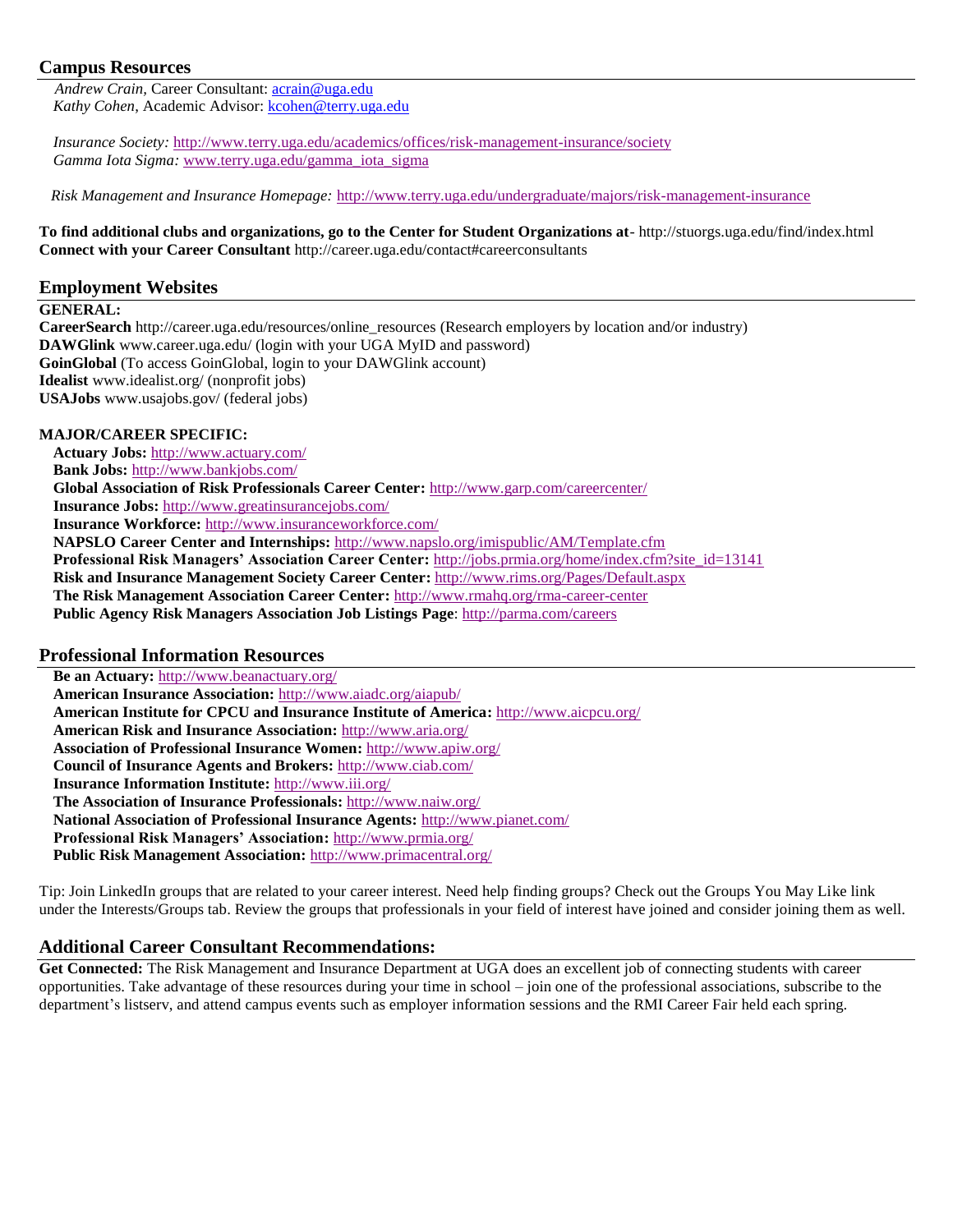## Campus Resources

*Andrew Crain*, Career Consultant: acrain@uga.edu
*Kathy Cohen*, Academic Advisor: kcohen@terry.uga.edu

*Insurance Society:* http://www.terry.uga.edu/academics/offices/risk-management-insurance/society
*Gamma Iota Sigma:* www.terry.uga.edu/gamma_iota_sigma

*Risk Management and Insurance Homepage:* http://www.terry.uga.edu/undergraduate/majors/risk-management-insurance

**To find additional clubs and organizations, go to the Center for Student Organizations at**- http://stuorgs.uga.edu/find/index.html
**Connect with your Career Consultant** http://career.uga.edu/contact#careerconsultants

## Employment Websites

**GENERAL:**
**CareerSearch** http://career.uga.edu/resources/online_resources (Research employers by location and/or industry)
**DAWGlink** www.career.uga.edu/ (login with your UGA MyID and password)
**GoinGlobal** (To access GoinGlobal, login to your DAWGlink account)
**Idealist** www.idealist.org/ (nonprofit jobs)
**USAJobs** www.usajobs.gov/ (federal jobs)

**MAJOR/CAREER SPECIFIC:**
**Actuary Jobs:** http://www.actuary.com/
**Bank Jobs:** http://www.bankjobs.com/
**Global Association of Risk Professionals Career Center:** http://www.garp.com/careercenter/
**Insurance Jobs:** http://www.greatinsurancejobs.com/
**Insurance Workforce:** http://www.insuranceworkforce.com/
**NAPSLO Career Center and Internships:** http://www.napslo.org/imispublic/AM/Template.cfm
**Professional Risk Managers' Association Career Center:** http://jobs.prmia.org/home/index.cfm?site_id=13141
**Risk and Insurance Management Society Career Center:** http://www.rims.org/Pages/Default.aspx
**The Risk Management Association Career Center:** http://www.rmahq.org/rma-career-center
**Public Agency Risk Managers Association Job Listings Page**: http://parma.com/careers

## Professional Information Resources

**Be an Actuary:** http://www.beanactuary.org/
**American Insurance Association:** http://www.aiadc.org/aiapub/
**American Institute for CPCU and Insurance Institute of America:** http://www.aicpcu.org/
**American Risk and Insurance Association:** http://www.aria.org/
**Association of Professional Insurance Women:** http://www.apiw.org/
**Council of Insurance Agents and Brokers:** http://www.ciab.com/
**Insurance Information Institute:** http://www.iii.org/
**The Association of Insurance Professionals:** http://www.naiw.org/
**National Association of Professional Insurance Agents:** http://www.pianet.com/
**Professional Risk Managers' Association:** http://www.prmia.org/
**Public Risk Management Association:** http://www.primacentral.org/

Tip: Join LinkedIn groups that are related to your career interest. Need help finding groups? Check out the Groups You May Like link under the Interests/Groups tab. Review the groups that professionals in your field of interest have joined and consider joining them as well.

## Additional Career Consultant Recommendations:

**Get Connected:** The Risk Management and Insurance Department at UGA does an excellent job of connecting students with career opportunities. Take advantage of these resources during your time in school – join one of the professional associations, subscribe to the department's listserv, and attend campus events such as employer information sessions and the RMI Career Fair held each spring.